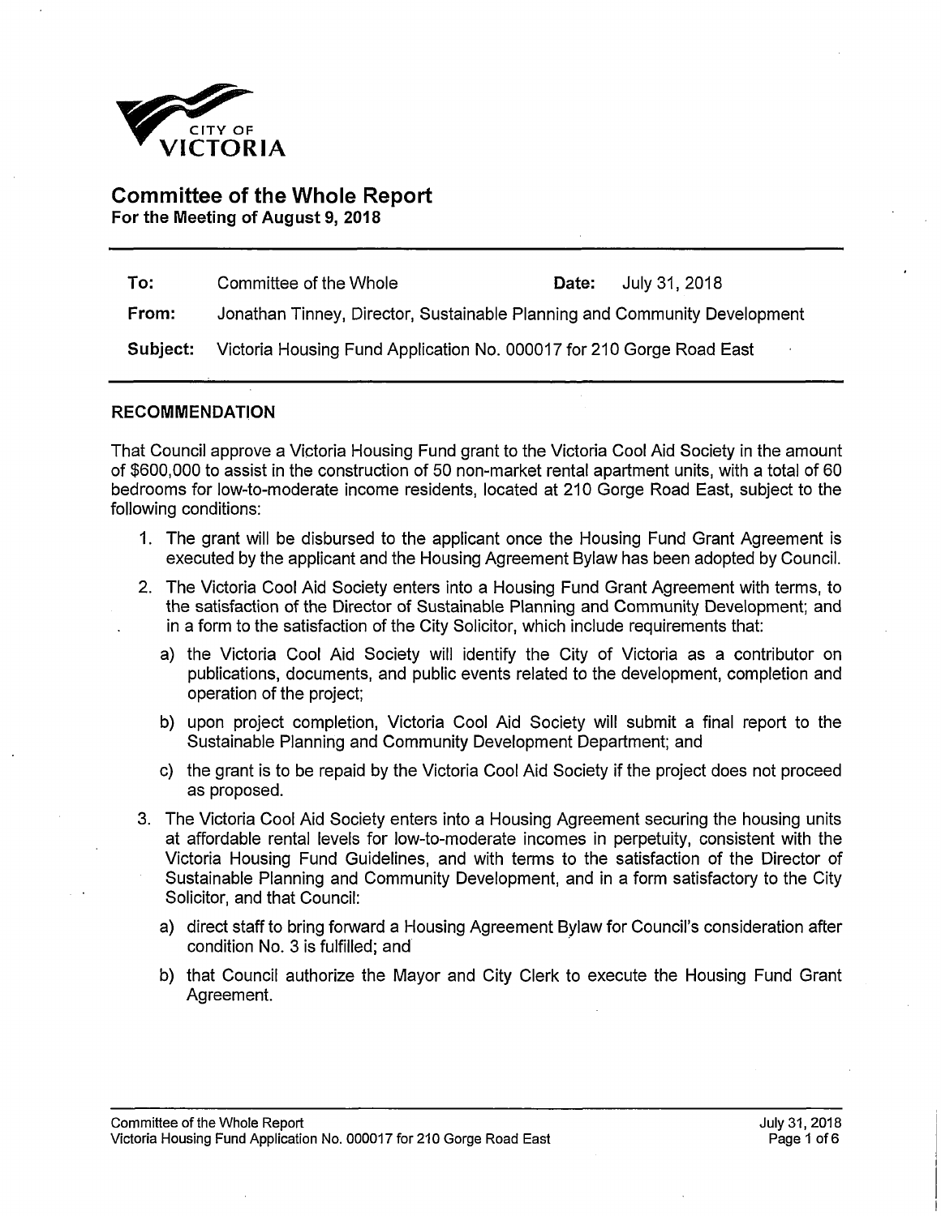CITY OF VICTORIA

# Committee of the Whole Report

**For the Meeting of August 9, 2018**

| | | | |
|---|---|---|---|
| **To:** | Committee of the Whole | **Date:** | July 31, 2018 |
| **From:** | Jonathan Tinney, Director, Sustainable Planning and Community Development | | |
| **Subject:** | Victoria Housing Fund Application No. 000017 for 210 Gorge Road East | | |

## RECOMMENDATION

That Council approve a Victoria Housing Fund grant to the Victoria Cool Aid Society in the amount of $600,000 to assist in the construction of 50 non-market rental apartment units, with a total of 60 bedrooms for low-to-moderate income residents, located at 210 Gorge Road East, subject to the following conditions:

1. The grant will be disbursed to the applicant once the Housing Fund Grant Agreement is executed by the applicant and the Housing Agreement Bylaw has been adopted by Council.
2. The Victoria Cool Aid Society enters into a Housing Fund Grant Agreement with terms, to the satisfaction of the Director of Sustainable Planning and Community Development; and in a form to the satisfaction of the City Solicitor, which include requirements that:
   a) the Victoria Cool Aid Society will identify the City of Victoria as a contributor on publications, documents, and public events related to the development, completion and operation of the project;
   b) upon project completion, Victoria Cool Aid Society will submit a final report to the Sustainable Planning and Community Development Department; and
   c) the grant is to be repaid by the Victoria Cool Aid Society if the project does not proceed as proposed.
3. The Victoria Cool Aid Society enters into a Housing Agreement securing the housing units at affordable rental levels for low-to-moderate incomes in perpetuity, consistent with the Victoria Housing Fund Guidelines, and with terms to the satisfaction of the Director of Sustainable Planning and Community Development, and in a form satisfactory to the City Solicitor, and that Council:
   a) direct staff to bring forward a Housing Agreement Bylaw for Council's consideration after condition No. 3 is fulfilled; and
   b) that Council authorize the Mayor and City Clerk to execute the Housing Fund Grant Agreement.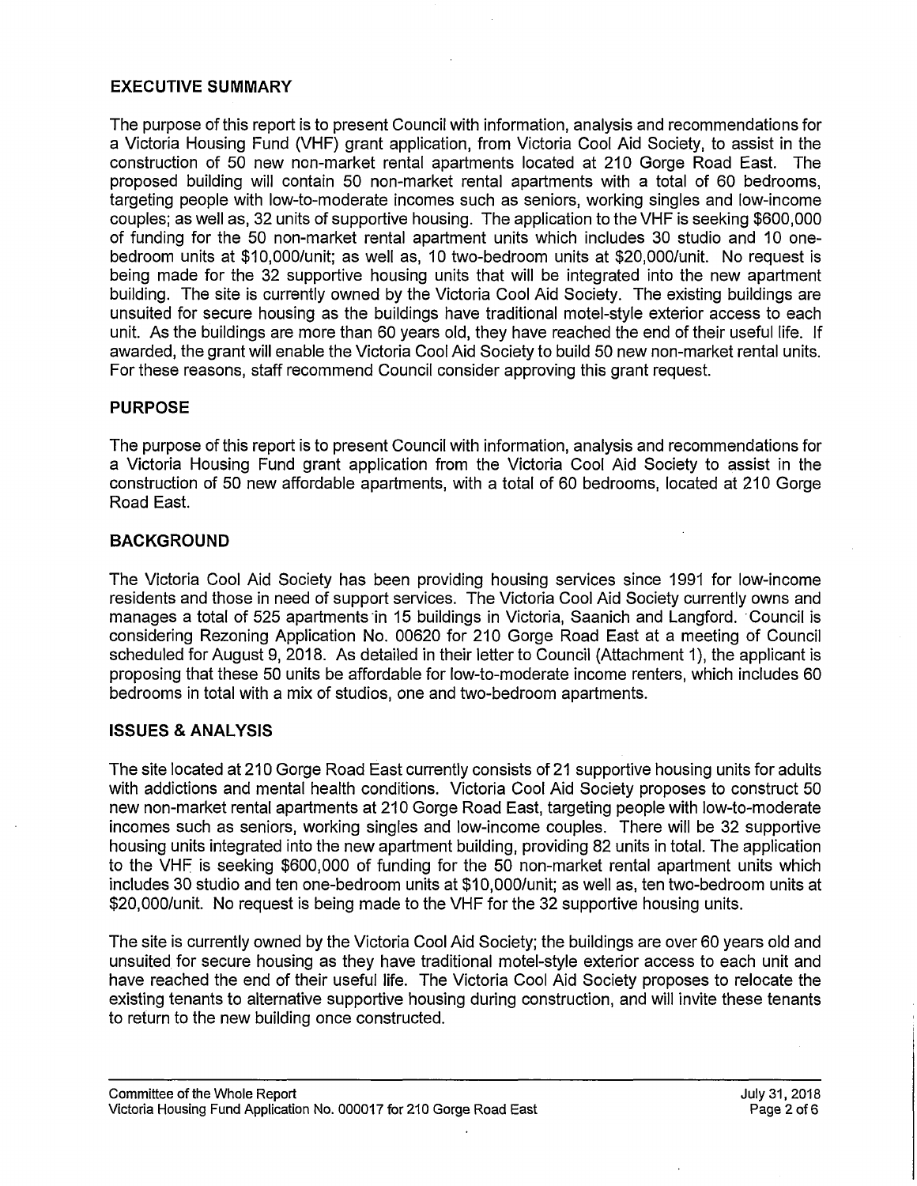## EXECUTIVE SUMMARY

The purpose of this report is to present Council with information, analysis and recommendations for a Victoria Housing Fund (VHF) grant application, from Victoria Cool Aid Society, to assist in the construction of 50 new non-market rental apartments located at 210 Gorge Road East. The proposed building will contain 50 non-market rental apartments with a total of 60 bedrooms, targeting people with low-to-moderate incomes such as seniors, working singles and low-income couples; as well as, 32 units of supportive housing. The application to the VHF is seeking $600,000 of funding for the 50 non-market rental apartment units which includes 30 studio and 10 one-bedroom units at $10,000/unit; as well as, 10 two-bedroom units at $20,000/unit. No request is being made for the 32 supportive housing units that will be integrated into the new apartment building. The site is currently owned by the Victoria Cool Aid Society. The existing buildings are unsuited for secure housing as the buildings have traditional motel-style exterior access to each unit. As the buildings are more than 60 years old, they have reached the end of their useful life. If awarded, the grant will enable the Victoria Cool Aid Society to build 50 new non-market rental units. For these reasons, staff recommend Council consider approving this grant request.

## PURPOSE

The purpose of this report is to present Council with information, analysis and recommendations for a Victoria Housing Fund grant application from the Victoria Cool Aid Society to assist in the construction of 50 new affordable apartments, with a total of 60 bedrooms, located at 210 Gorge Road East.

## BACKGROUND

The Victoria Cool Aid Society has been providing housing services since 1991 for low-income residents and those in need of support services. The Victoria Cool Aid Society currently owns and manages a total of 525 apartments in 15 buildings in Victoria, Saanich and Langford. Council is considering Rezoning Application No. 00620 for 210 Gorge Road East at a meeting of Council scheduled for August 9, 2018. As detailed in their letter to Council (Attachment 1), the applicant is proposing that these 50 units be affordable for low-to-moderate income renters, which includes 60 bedrooms in total with a mix of studios, one and two-bedroom apartments.

## ISSUES & ANALYSIS

The site located at 210 Gorge Road East currently consists of 21 supportive housing units for adults with addictions and mental health conditions. Victoria Cool Aid Society proposes to construct 50 new non-market rental apartments at 210 Gorge Road East, targeting people with low-to-moderate incomes such as seniors, working singles and low-income couples. There will be 32 supportive housing units integrated into the new apartment building, providing 82 units in total. The application to the VHF is seeking $600,000 of funding for the 50 non-market rental apartment units which includes 30 studio and ten one-bedroom units at $10,000/unit; as well as, ten two-bedroom units at $20,000/unit. No request is being made to the VHF for the 32 supportive housing units.

The site is currently owned by the Victoria Cool Aid Society; the buildings are over 60 years old and unsuited for secure housing as they have traditional motel-style exterior access to each unit and have reached the end of their useful life. The Victoria Cool Aid Society proposes to relocate the existing tenants to alternative supportive housing during construction, and will invite these tenants to return to the new building once constructed.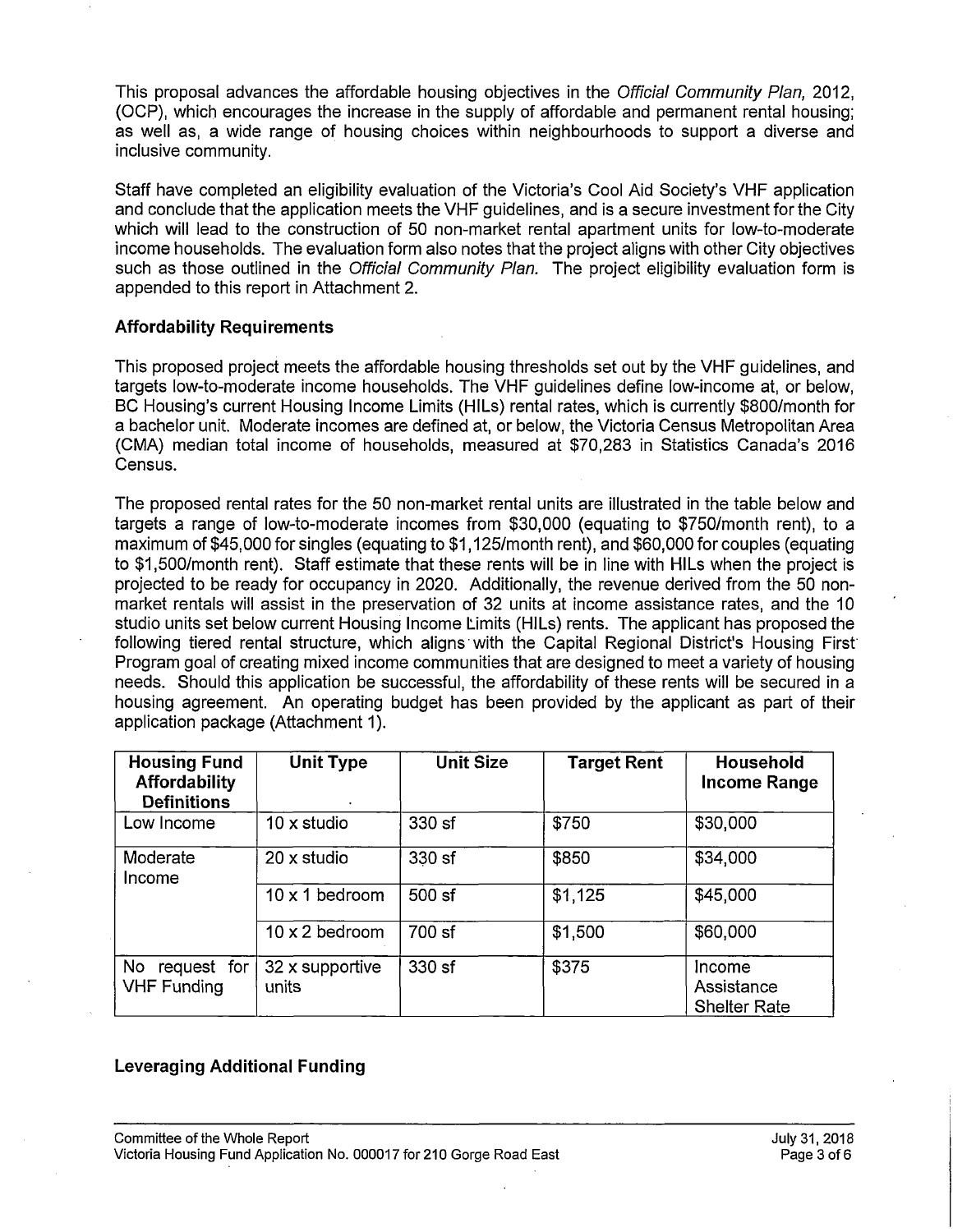This proposal advances the affordable housing objectives in the *Official Community Plan*, 2012, (OCP), which encourages the increase in the supply of affordable and permanent rental housing; as well as, a wide range of housing choices within neighbourhoods to support a diverse and inclusive community.

Staff have completed an eligibility evaluation of the Victoria's Cool Aid Society's VHF application and conclude that the application meets the VHF guidelines, and is a secure investment for the City which will lead to the construction of 50 non-market rental apartment units for low-to-moderate income households. The evaluation form also notes that the project aligns with other City objectives such as those outlined in the *Official Community Plan*. The project eligibility evaluation form is appended to this report in Attachment 2.

### Affordability Requirements

This proposed project meets the affordable housing thresholds set out by the VHF guidelines, and targets low-to-moderate income households. The VHF guidelines define low-income at, or below, BC Housing's current Housing Income Limits (HILs) rental rates, which is currently $800/month for a bachelor unit. Moderate incomes are defined at, or below, the Victoria Census Metropolitan Area (CMA) median total income of households, measured at $70,283 in Statistics Canada's 2016 Census.

The proposed rental rates for the 50 non-market rental units are illustrated in the table below and targets a range of low-to-moderate incomes from $30,000 (equating to $750/month rent), to a maximum of $45,000 for singles (equating to $1,125/month rent), and $60,000 for couples (equating to $1,500/month rent). Staff estimate that these rents will be in line with HILs when the project is projected to be ready for occupancy in 2020. Additionally, the revenue derived from the 50 non-market rentals will assist in the preservation of 32 units at income assistance rates, and the 10 studio units set below current Housing Income Limits (HILs) rents. The applicant has proposed the following tiered rental structure, which aligns with the Capital Regional District's Housing First Program goal of creating mixed income communities that are designed to meet a variety of housing needs. Should this application be successful, the affordability of these rents will be secured in a housing agreement. An operating budget has been provided by the applicant as part of their application package (Attachment 1).

| Housing Fund Affordability Definitions | Unit Type | Unit Size | Target Rent | Household Income Range |
|---|---|---|---|---|
| Low Income | 10 x studio | 330 sf | $750 | $30,000 |
| Moderate Income | 20 x studio | 330 sf | $850 | $34,000 |
| | 10 x 1 bedroom | 500 sf | $1,125 | $45,000 |
| | 10 x 2 bedroom | 700 sf | $1,500 | $60,000 |
| No request for VHF Funding | 32 x supportive units | 330 sf | $375 | Income Assistance Shelter Rate |

### Leveraging Additional Funding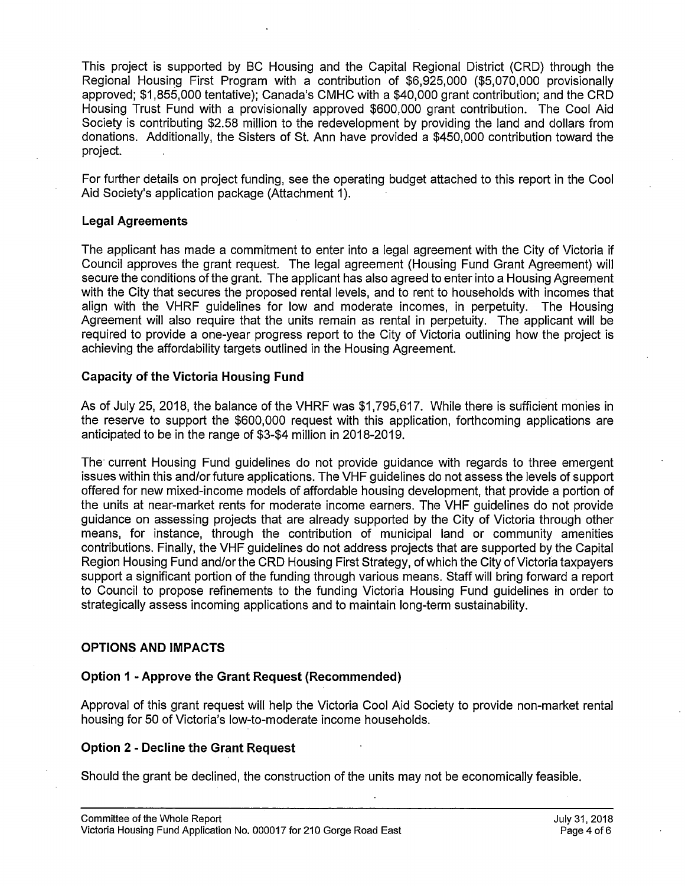This project is supported by BC Housing and the Capital Regional District (CRD) through the Regional Housing First Program with a contribution of $6,925,000 ($5,070,000 provisionally approved; $1,855,000 tentative); Canada's CMHC with a $40,000 grant contribution; and the CRD Housing Trust Fund with a provisionally approved $600,000 grant contribution. The Cool Aid Society is contributing $2.58 million to the redevelopment by providing the land and dollars from donations. Additionally, the Sisters of St. Ann have provided a $450,000 contribution toward the project.

For further details on project funding, see the operating budget attached to this report in the Cool Aid Society's application package (Attachment 1).

### Legal Agreements

The applicant has made a commitment to enter into a legal agreement with the City of Victoria if Council approves the grant request. The legal agreement (Housing Fund Grant Agreement) will secure the conditions of the grant. The applicant has also agreed to enter into a Housing Agreement with the City that secures the proposed rental levels, and to rent to households with incomes that align with the VHRF guidelines for low and moderate incomes, in perpetuity. The Housing Agreement will also require that the units remain as rental in perpetuity. The applicant will be required to provide a one-year progress report to the City of Victoria outlining how the project is achieving the affordability targets outlined in the Housing Agreement.

### Capacity of the Victoria Housing Fund

As of July 25, 2018, the balance of the VHRF was $1,795,617. While there is sufficient monies in the reserve to support the $600,000 request with this application, forthcoming applications are anticipated to be in the range of $3-$4 million in 2018-2019.

The current Housing Fund guidelines do not provide guidance with regards to three emergent issues within this and/or future applications. The VHF guidelines do not assess the levels of support offered for new mixed-income models of affordable housing development, that provide a portion of the units at near-market rents for moderate income earners. The VHF guidelines do not provide guidance on assessing projects that are already supported by the City of Victoria through other means, for instance, through the contribution of municipal land or community amenities contributions. Finally, the VHF guidelines do not address projects that are supported by the Capital Region Housing Fund and/or the CRD Housing First Strategy, of which the City of Victoria taxpayers support a significant portion of the funding through various means. Staff will bring forward a report to Council to propose refinements to the funding Victoria Housing Fund guidelines in order to strategically assess incoming applications and to maintain long-term sustainability.

## OPTIONS AND IMPACTS

### Option 1 - Approve the Grant Request (Recommended)

Approval of this grant request will help the Victoria Cool Aid Society to provide non-market rental housing for 50 of Victoria's low-to-moderate income households.

### Option 2 - Decline the Grant Request

Should the grant be declined, the construction of the units may not be economically feasible.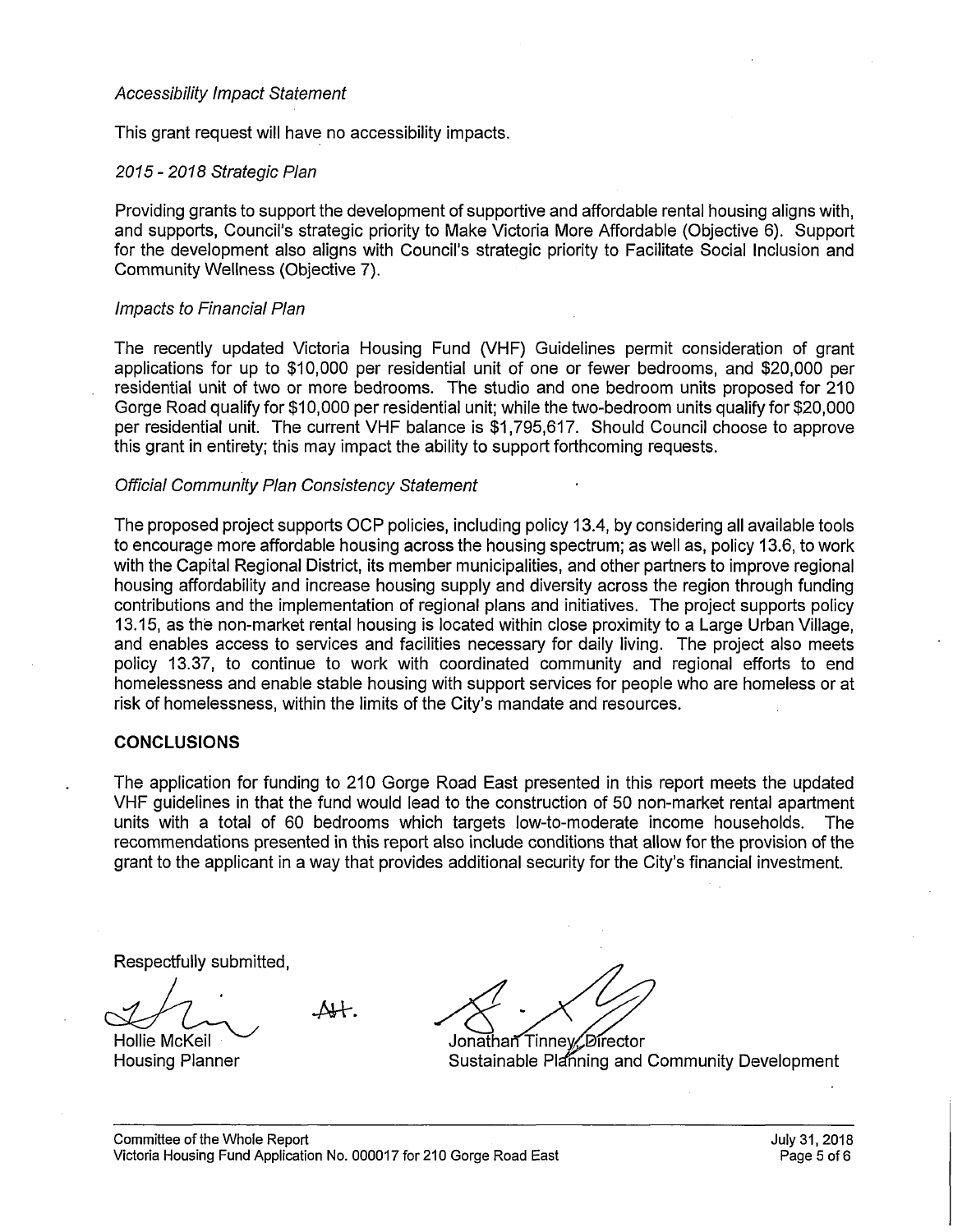*Accessibility Impact Statement*

This grant request will have no accessibility impacts.

*2015 - 2018 Strategic Plan*

Providing grants to support the development of supportive and affordable rental housing aligns with, and supports, Council's strategic priority to Make Victoria More Affordable (Objective 6). Support for the development also aligns with Council's strategic priority to Facilitate Social Inclusion and Community Wellness (Objective 7).

*Impacts to Financial Plan*

The recently updated Victoria Housing Fund (VHF) Guidelines permit consideration of grant applications for up to $10,000 per residential unit of one or fewer bedrooms, and $20,000 per residential unit of two or more bedrooms. The studio and one bedroom units proposed for 210 Gorge Road qualify for $10,000 per residential unit; while the two-bedroom units qualify for $20,000 per residential unit. The current VHF balance is $1,795,617. Should Council choose to approve this grant in entirety; this may impact the ability to support forthcoming requests.

*Official Community Plan Consistency Statement*

The proposed project supports OCP policies, including policy 13.4, by considering all available tools to encourage more affordable housing across the housing spectrum; as well as, policy 13.6, to work with the Capital Regional District, its member municipalities, and other partners to improve regional housing affordability and increase housing supply and diversity across the region through funding contributions and the implementation of regional plans and initiatives. The project supports policy 13.15, as the non-market rental housing is located within close proximity to a Large Urban Village, and enables access to services and facilities necessary for daily living. The project also meets policy 13.37, to continue to work with coordinated community and regional efforts to end homelessness and enable stable housing with support services for people who are homeless or at risk of homelessness, within the limits of the City's mandate and resources.

## CONCLUSIONS

The application for funding to 210 Gorge Road East presented in this report meets the updated VHF guidelines in that the fund would lead to the construction of 50 non-market rental apartment units with a total of 60 bedrooms which targets low-to-moderate income households. The recommendations presented in this report also include conditions that allow for the provision of the grant to the applicant in a way that provides additional security for the City's financial investment.

Respectfully submitted,

Hollie McKeil
Housing Planner

Jonathan Tinney, Director
Sustainable Planning and Community Development

Committee of the Whole Report
Victoria Housing Fund Application No. 000017 for 210 Gorge Road East

July 31, 2018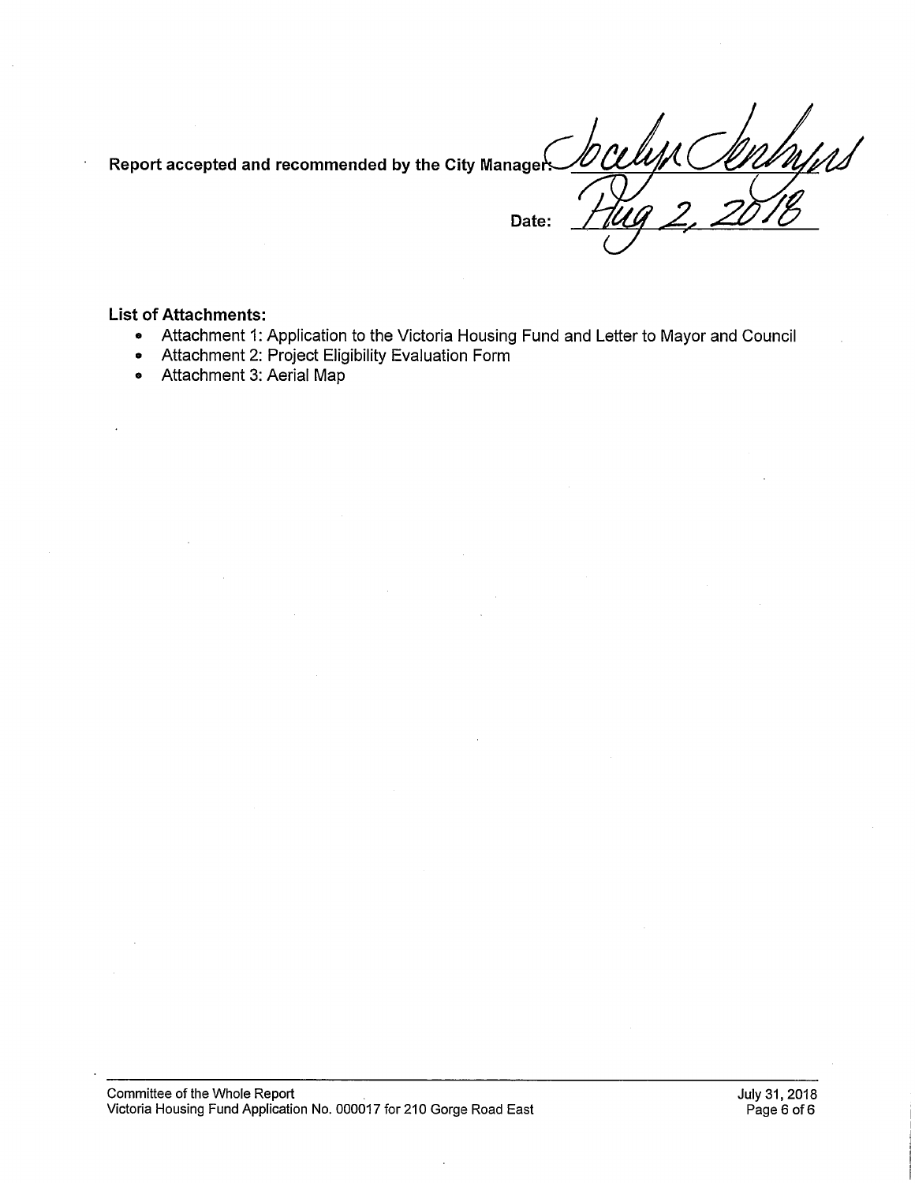Report accepted and recommended by the City Manager: Jocelyn Jenkyns

Date: Aug 2, 2018

**List of Attachments:**

- Attachment 1: Application to the Victoria Housing Fund and Letter to Mayor and Council
- Attachment 2: Project Eligibility Evaluation Form
- Attachment 3: Aerial Map